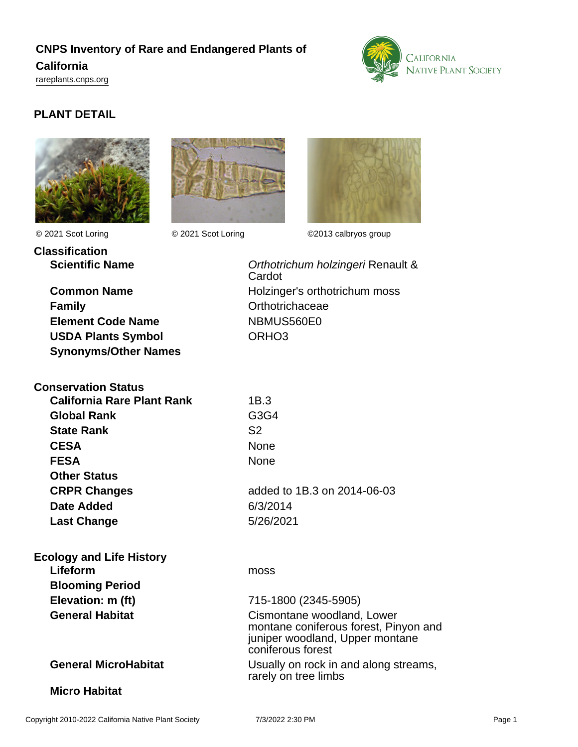# CNPS Inventory of Rare and Endangered Plants of California

rareplants.cnps.org

## PLANT DETAIL

© 2021 Scot Loring

© 2021 Scot Loring

©2013 calbryos group

### Classification

| | |
|---|---|
| **Scientific Name** | *Orthotrichum holzingeri* Renault & Cardot |
| **Common Name** | Holzinger's orthotrichum moss |
| **Family** | Orthotrichaceae |
| **Element Code Name** | NBMUS560E0 |
| **USDA Plants Symbol** | ORHO3 |
| **Synonyms/Other Names** | |

### Conservation Status

| | |
|---|---|
| **California Rare Plant Rank** | 1B.3 |
| **Global Rank** | G3G4 |
| **State Rank** | S2 |
| **CESA** | None |
| **FESA** | None |
| **Other Status** | |
| **CRPR Changes** | added to 1B.3 on 2014-06-03 |
| **Date Added** | 6/3/2014 |
| **Last Change** | 5/26/2021 |

### Ecology and Life History

| | |
|---|---|
| **Lifeform** | moss |
| **Blooming Period** | |
| **Elevation: m (ft)** | 715-1800 (2345-5905) |
| **General Habitat** | Cismontane woodland, Lower montane coniferous forest, Pinyon and juniper woodland, Upper montane coniferous forest |
| **General MicroHabitat** | Usually on rock in and along streams, rarely on tree limbs |
| **Micro Habitat** | |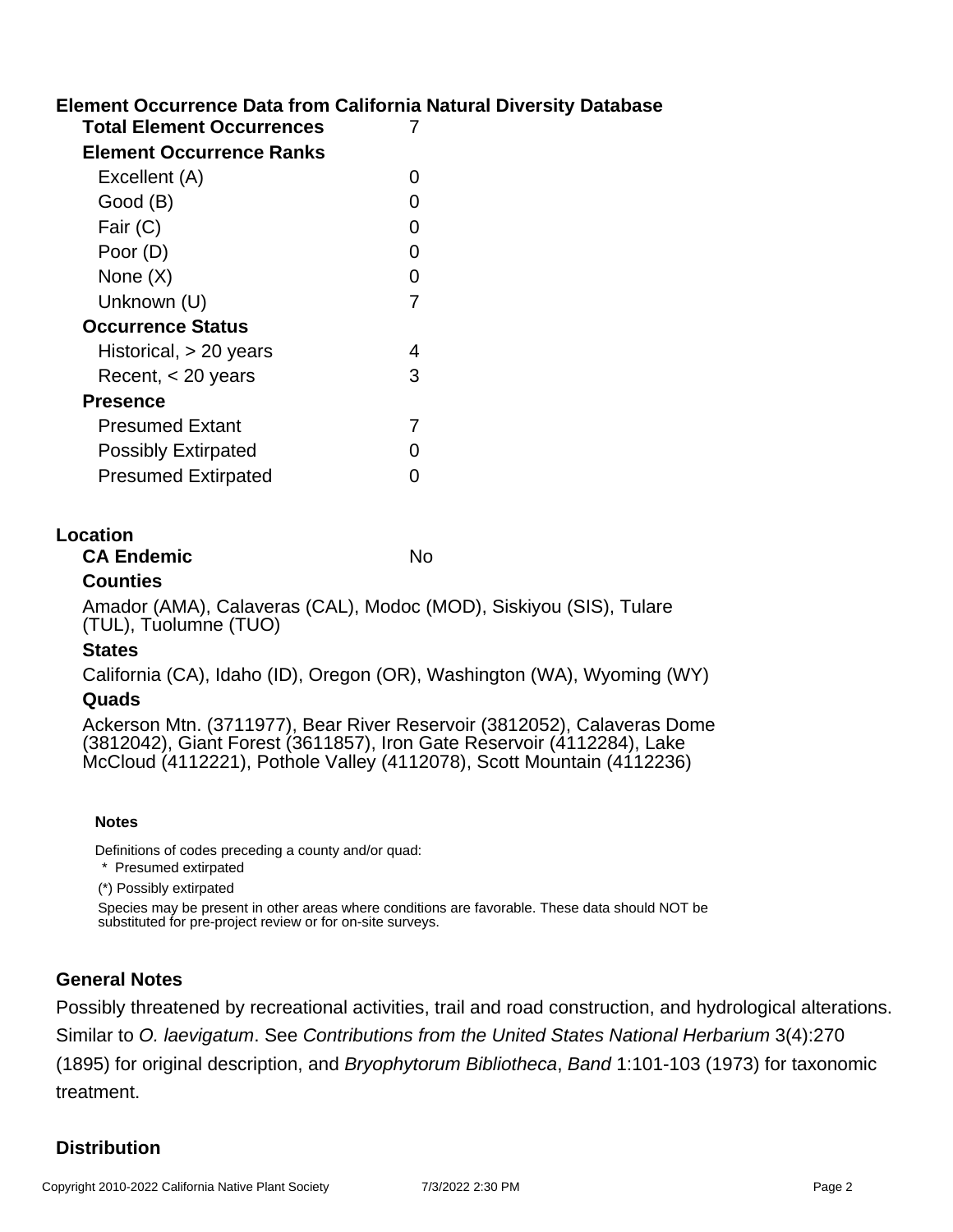## Element Occurrence Data from California Natural Diversity Database

| | |
|---|---|
| **Total Element Occurrences** | 7 |
| **Element Occurrence Ranks** | |
| Excellent (A) | 0 |
| Good (B) | 0 |
| Fair (C) | 0 |
| Poor (D) | 0 |
| None (X) | 0 |
| Unknown (U) | 7 |
| **Occurrence Status** | |
| Historical, > 20 years | 4 |
| Recent, < 20 years | 3 |
| **Presence** | |
| Presumed Extant | 7 |
| Possibly Extirpated | 0 |
| Presumed Extirpated | 0 |

## Location

**CA Endemic** No

### Counties

Amador (AMA), Calaveras (CAL), Modoc (MOD), Siskiyou (SIS), Tulare (TUL), Tuolumne (TUO)

### States

California (CA), Idaho (ID), Oregon (OR), Washington (WA), Wyoming (WY)

### Quads

Ackerson Mtn. (3711977), Bear River Reservoir (3812052), Calaveras Dome (3812042), Giant Forest (3611857), Iron Gate Reservoir (4112284), Lake McCloud (4112221), Pothole Valley (4112078), Scott Mountain (4112236)

**Notes**

Definitions of codes preceding a county and/or quad:

\* Presumed extirpated

(*) Possibly extirpated

Species may be present in other areas where conditions are favorable. These data should NOT be substituted for pre-project review or for on-site surveys.

## General Notes

Possibly threatened by recreational activities, trail and road construction, and hydrological alterations. Similar to *O. laevigatum*. See *Contributions from the United States National Herbarium* 3(4):270 (1895) for original description, and *Bryophytorum Bibliotheca*, *Band* 1:101-103 (1973) for taxonomic treatment.

## Distribution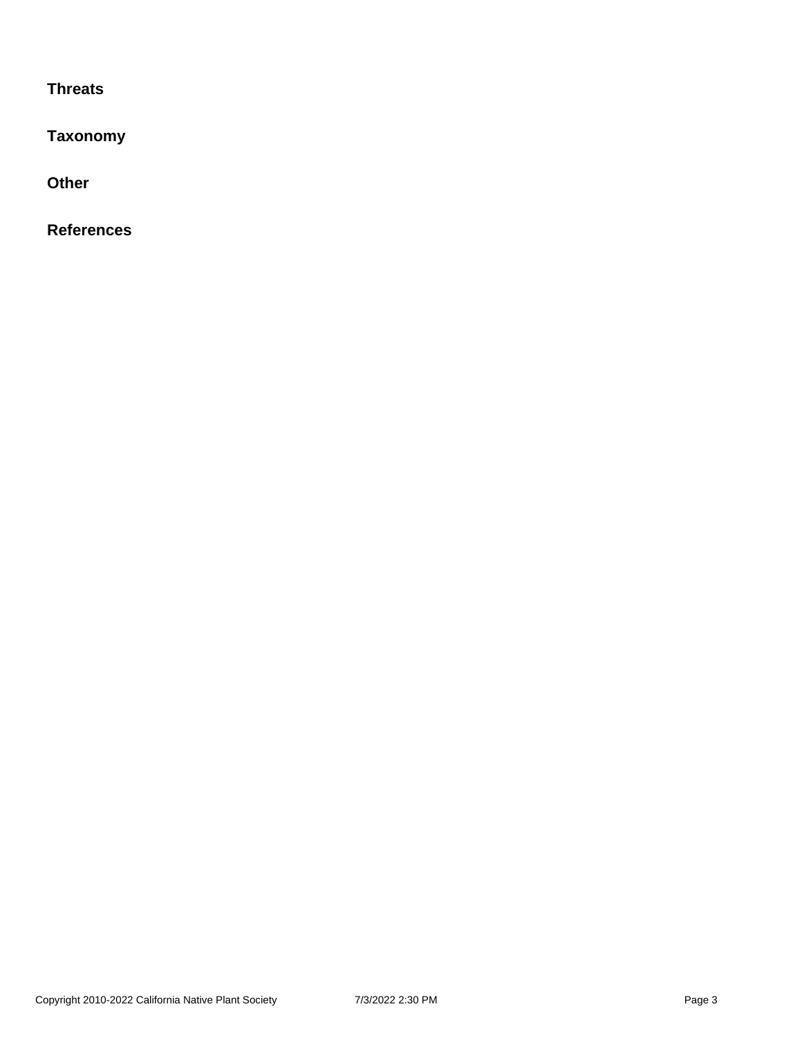## Threats

## Taxonomy

## Other

## References